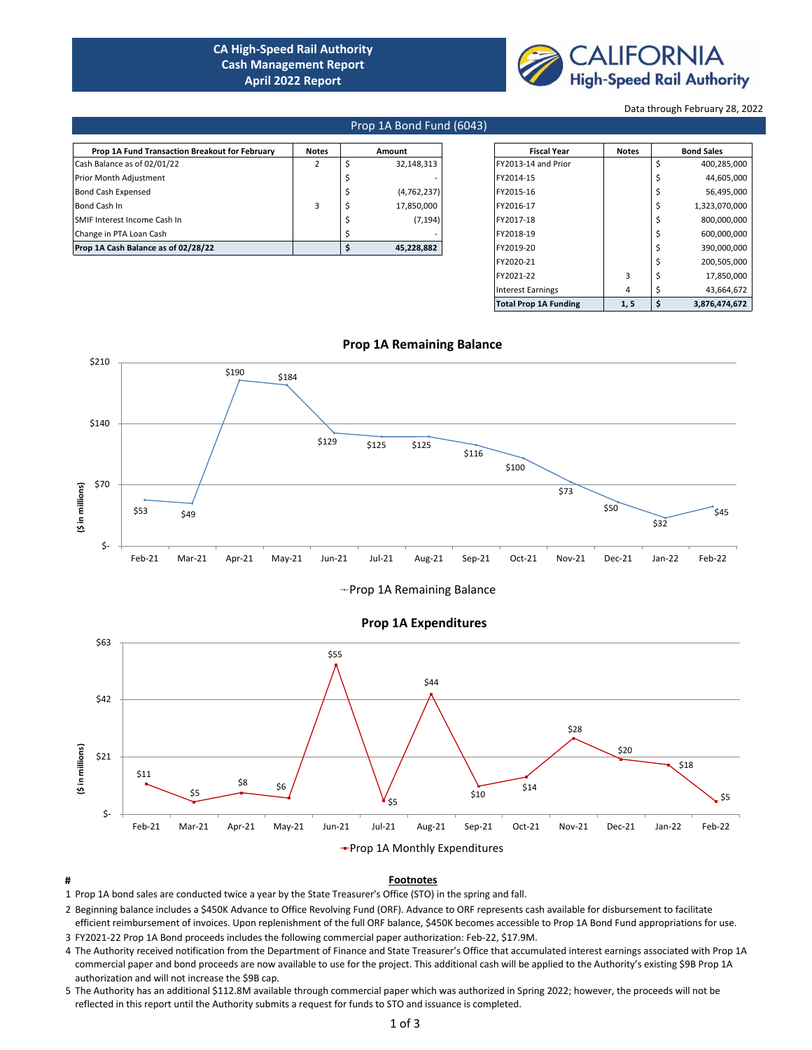# CA High-Speed Rail Authority
## Cash Management Report
## April 2022 Report

CALIFORNIA High-Speed Rail Authority

Data through February 28, 2022

## Prop 1A Bond Fund (6043)

| Prop 1A Fund Transaction Breakout for February | Notes | Amount |
|---|---|---|
| Cash Balance as of 02/01/22 | 2 | $ 32,148,313 |
| Prior Month Adjustment | | $ - |
| Bond Cash Expensed | | $ (4,762,237) |
| Bond Cash In | 3 | $ 17,850,000 |
| SMIF Interest Income Cash In | | $ (7,194) |
| Change in PTA Loan Cash | | $ - |
| **Prop 1A Cash Balance as of 02/28/22** | | **$ 45,228,882** |

| Fiscal Year | Notes | Bond Sales |
|---|---|---|
| FY2013-14 and Prior | | $ 400,285,000 |
| FY2014-15 | | $ 44,605,000 |
| FY2015-16 | | $ 56,495,000 |
| FY2016-17 | | $ 1,323,070,000 |
| FY2017-18 | | $ 800,000,000 |
| FY2018-19 | | $ 600,000,000 |
| FY2019-20 | | $ 390,000,000 |
| FY2020-21 | | $ 200,505,000 |
| FY2021-22 | 3 | $ 17,850,000 |
| Interest Earnings | 4 | $ 43,664,672 |
| **Total Prop 1A Funding** | **1, 5** | **$ 3,876,474,672** |

### Prop 1A Remaining Balance

($ in millions)

| Month | Prop 1A Remaining Balance |
|---|---|
| Feb-21 | $53 |
| Mar-21 | $49 |
| Apr-21 | $190 |
| May-21 | $184 |
| Jun-21 | $129 |
| Jul-21 | $125 |
| Aug-21 | $125 |
| Sep-21 | $116 |
| Oct-21 | $100 |
| Nov-21 | $73 |
| Dec-21 | $50 |
| Jan-22 | $32 |
| Feb-22 | $45 |

### Prop 1A Expenditures

($ in millions)

| Month | Prop 1A Monthly Expenditures |
|---|---|
| Feb-21 | $11 |
| Mar-21 | $5 |
| Apr-21 | $8 |
| May-21 | $6 |
| Jun-21 | $55 |
| Jul-21 | $5 |
| Aug-21 | $44 |
| Sep-21 | $10 |
| Oct-21 | $14 |
| Nov-21 | $28 |
| Dec-21 | $20 |
| Jan-22 | $18 |
| Feb-22 | $5 |

## Footnotes

1. Prop 1A bond sales are conducted twice a year by the State Treasurer's Office (STO) in the spring and fall.
2. Beginning balance includes a $450K Advance to Office Revolving Fund (ORF). Advance to ORF represents cash available for disbursement to facilitate efficient reimbursement of invoices. Upon replenishment of the full ORF balance, $450K becomes accessible to Prop 1A Bond Fund appropriations for use.
3. FY2021-22 Prop 1A Bond proceeds includes the following commercial paper authorization: Feb-22, $17.9M.
4. The Authority received notification from the Department of Finance and State Treasurer's Office that accumulated interest earnings associated with Prop 1A commercial paper and bond proceeds are now available to use for the project. This additional cash will be applied to the Authority's existing $9B Prop 1A authorization and will not increase the $9B cap.
5. The Authority has an additional $112.8M available through commercial paper which was authorized in Spring 2022; however, the proceeds will not be reflected in this report until the Authority submits a request for funds to STO and issuance is completed.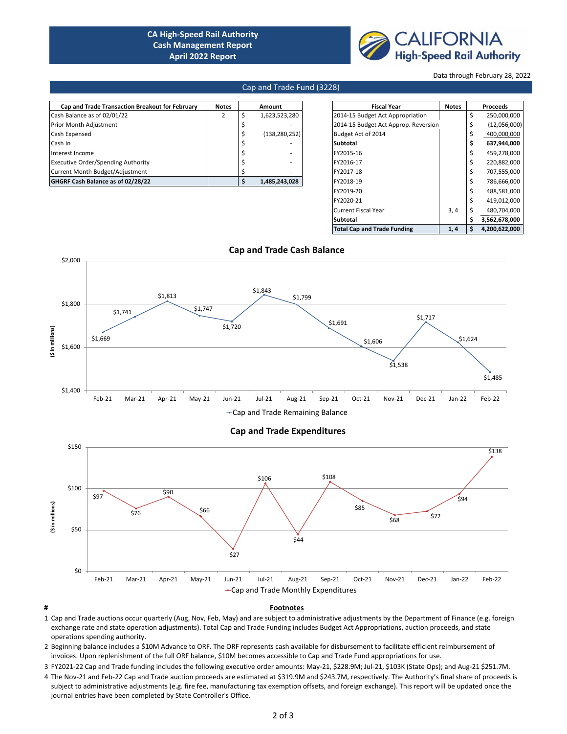# CA High-Speed Rail Authority
## Cash Management Report
## April 2022 Report

Data through February 28, 2022

## Cap and Trade Fund (3228)

| Cap and Trade Transaction Breakout for February | Notes | Amount |
|---|---|---|
| Cash Balance as of 02/01/22 | 2 | $ 1,623,523,280 |
| Prior Month Adjustment | | $ - |
| Cash Expensed | | $ (138,280,252) |
| Cash In | | $ - |
| Interest Income | | $ - |
| Executive Order/Spending Authority | | $ - |
| Current Month Budget/Adjustment | | $ - |
| **GHGRF Cash Balance as of 02/28/22** | | **$ 1,485,243,028** |

| Fiscal Year | Notes | Proceeds |
|---|---|---|
| 2014-15 Budget Act Appropriation | | $ 250,000,000 |
| 2014-15 Budget Act Approp. Reversion | | $ (12,056,000) |
| Budget Act of 2014 | | $ 400,000,000 |
| **Subtotal** | | **$ 637,944,000** |
| FY2015-16 | | $ 459,278,000 |
| FY2016-17 | | $ 220,882,000 |
| FY2017-18 | | $ 707,555,000 |
| FY2018-19 | | $ 786,666,000 |
| FY2019-20 | | $ 488,581,000 |
| FY2020-21 | | $ 419,012,000 |
| Current Fiscal Year | 3, 4 | $ 480,704,000 |
| **Subtotal** | | **$ 3,562,678,000** |
| **Total Cap and Trade Funding** | **1, 4** | **$ 4,200,622,000** |

### Cap and Trade Cash Balance

($ in millions)

| Month | Cap and Trade Remaining Balance |
|---|---|
| Feb-21 | $1,669 |
| Mar-21 | $1,741 |
| Apr-21 | $1,813 |
| May-21 | $1,747 |
| Jun-21 | $1,720 |
| Jul-21 | $1,843 |
| Aug-21 | $1,799 |
| Sep-21 | $1,691 |
| Oct-21 | $1,606 |
| Nov-21 | $1,538 |
| Dec-21 | $1,717 |
| Jan-22 | $1,624 |
| Feb-22 | $1,485 |

### Cap and Trade Expenditures

($ in millions)

| Month | Cap and Trade Monthly Expenditures |
|---|---|
| Feb-21 | $97 |
| Mar-21 | $76 |
| Apr-21 | $90 |
| May-21 | $66 |
| Jun-21 | $27 |
| Jul-21 | $106 |
| Aug-21 | $44 |
| Sep-21 | $108 |
| Oct-21 | $85 |
| Nov-21 | $68 |
| Dec-21 | $72 |
| Jan-22 | $94 |
| Feb-22 | $138 |

## Footnotes

1. Cap and Trade auctions occur quarterly (Aug, Nov, Feb, May) and are subject to administrative adjustments by the Department of Finance (e.g. foreign exchange rate and state operation adjustments). Total Cap and Trade Funding includes Budget Act Appropriations, auction proceeds, and state operations spending authority.
2. Beginning balance includes a $10M Advance to ORF. The ORF represents cash available for disbursement to facilitate efficient reimbursement of invoices. Upon replenishment of the full ORF balance, $10M becomes accessible to Cap and Trade Fund appropriations for use.
3. FY2021-22 Cap and Trade funding includes the following executive order amounts: May-21, $228.9M; Jul-21, $103K (State Ops); and Aug-21 $251.7M.
4. The Nov-21 and Feb-22 Cap and Trade auction proceeds are estimated at $319.9M and $243.7M, respectively. The Authority's final share of proceeds is subject to administrative adjustments (e.g. fire fee, manufacturing tax exemption offsets, and foreign exchange). This report will be updated once the journal entries have been completed by State Controller's Office.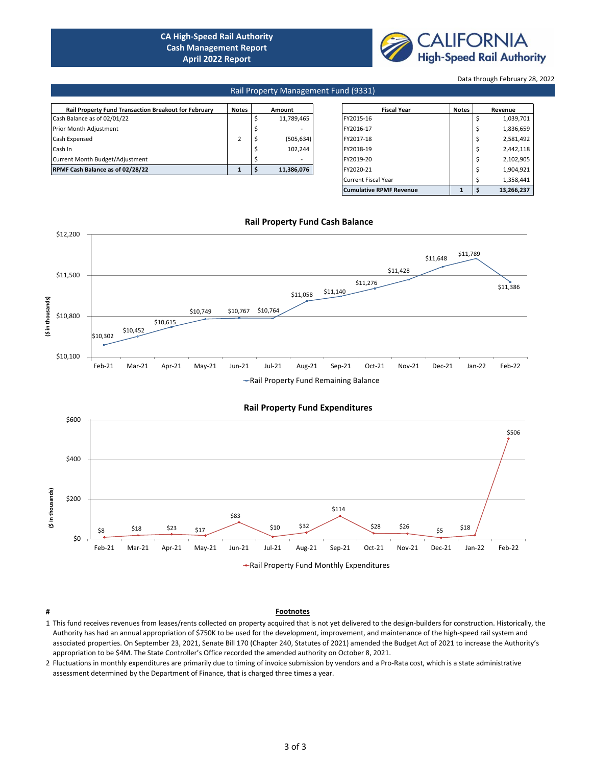# CA High-Speed Rail Authority
## Cash Management Report
## April 2022 Report

CALIFORNIA High-Speed Rail Authority

Data through February 28, 2022

## Rail Property Management Fund (9331)

| Rail Property Fund Transaction Breakout for February | Notes | | Amount |
|---|---|---|---|
| Cash Balance as of 02/01/22 | | $ | 11,789,465 |
| Prior Month Adjustment | | $ | - |
| Cash Expensed | 2 | $ | (505,634) |
| Cash In | | $ | 102,244 |
| Current Month Budget/Adjustment | | $ | - |
| **RPMF Cash Balance as of 02/28/22** | **1** | **$** | **11,386,076** |

| Fiscal Year | Notes | | Revenue |
|---|---|---|---|
| FY2015-16 | | $ | 1,039,701 |
| FY2016-17 | | $ | 1,836,659 |
| FY2017-18 | | $ | 2,581,492 |
| FY2018-19 | | $ | 2,442,118 |
| FY2019-20 | | $ | 2,102,905 |
| FY2020-21 | | $ | 1,904,921 |
| Current Fiscal Year | | $ | 1,358,441 |
| **Cumulative RPMF Revenue** | **1** | **$** | **13,266,237** |

**Rail Property Fund Cash Balance**

($ in thousands)

$12,200
$11,500
$10,800
$10,100

$10,302 $10,452 $10,615 $10,749 $10,767 $10,764 $11,058 $11,140 $11,276 $11,428 $11,648 $11,789 $11,386

Feb-21 Mar-21 Apr-21 May-21 Jun-21 Jul-21 Aug-21 Sep-21 Oct-21 Nov-21 Dec-21 Jan-22 Feb-22

Rail Property Fund Remaining Balance

**Rail Property Fund Expenditures**

($ in thousands)

$600
$400
$200
$0

$8 $18 $23 $17 $83 $10 $32 $114 $28 $26 $5 $18 $506

Feb-21 Mar-21 Apr-21 May-21 Jun-21 Jul-21 Aug-21 Sep-21 Oct-21 Nov-21 Dec-21 Jan-22 Feb-22

Rail Property Fund Monthly Expenditures

| # | **Footnotes** |
|---|---|
| 1 | This fund receives revenues from leases/rents collected on property acquired that is not yet delivered to the design-builders for construction. Historically, the Authority has had an annual appropriation of $750K to be used for the development, improvement, and maintenance of the high-speed rail system and associated properties. On September 23, 2021, Senate Bill 170 (Chapter 240, Statutes of 2021) amended the Budget Act of 2021 to increase the Authority's appropriation to be $4M. The State Controller's Office recorded the amended authority on October 8, 2021. |
| 2 | Fluctuations in monthly expenditures are primarily due to timing of invoice submission by vendors and a Pro-Rata cost, which is a state administrative assessment determined by the Department of Finance, that is charged three times a year. |